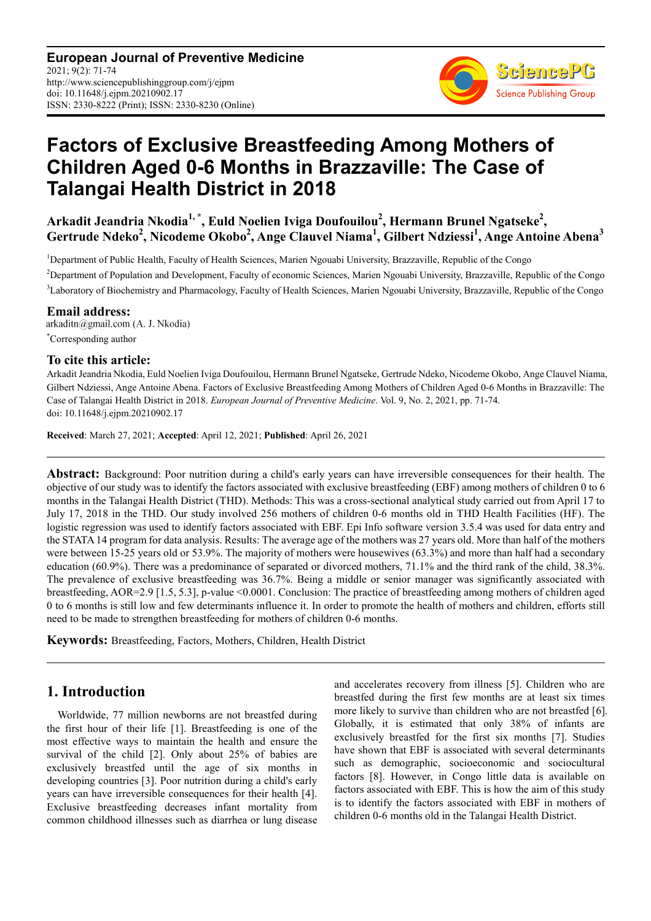**European Journal of Preventive Medicine**
2021; 9(2): 71-74
http://www.sciencepublishinggroup.com/j/ejpm
doi: 10.11648/j.ejpm.20210902.17
ISSN: 2330-8222 (Print); ISSN: 2330-8230 (Online)

# Factors of Exclusive Breastfeeding Among Mothers of Children Aged 0-6 Months in Brazzaville: The Case of Talangai Health District in 2018

**Arkadit Jeandria Nkodia[1, *], Euld Noelien Iviga Doufouilou[2], Hermann Brunel Ngatseke[2], Gertrude Ndeko[2], Nicodeme Okobo[2], Ange Clauvel Niama[1], Gilbert Ndziessi[1], Ange Antoine Abena[3]**

[1]Department of Public Health, Faculty of Health Sciences, Marien Ngouabi University, Brazzaville, Republic of the Congo

[2]Department of Population and Development, Faculty of economic Sciences, Marien Ngouabi University, Brazzaville, Republic of the Congo

[3]Laboratory of Biochemistry and Pharmacology, Faculty of Health Sciences, Marien Ngouabi University, Brazzaville, Republic of the Congo

### Email address:

arkaditn@gmail.com (A. J. Nkodia)

[*]Corresponding author

### To cite this article:

Arkadit Jeandria Nkodia, Euld Noelien Iviga Doufouilou, Hermann Brunel Ngatseke, Gertrude Ndeko, Nicodeme Okobo, Ange Clauvel Niama, Gilbert Ndziessi, Ange Antoine Abena. Factors of Exclusive Breastfeeding Among Mothers of Children Aged 0-6 Months in Brazzaville: The Case of Talangai Health District in 2018. *European Journal of Preventive Medicine*. Vol. 9, No. 2, 2021, pp. 71-74. doi: 10.11648/j.ejpm.20210902.17

**Received**: March 27, 2021; **Accepted**: April 12, 2021; **Published**: April 26, 2021

---

**Abstract:** Background: Poor nutrition during a child's early years can have irreversible consequences for their health. The objective of our study was to identify the factors associated with exclusive breastfeeding (EBF) among mothers of children 0 to 6 months in the Talangai Health District (THD). Methods: This was a cross-sectional analytical study carried out from April 17 to July 17, 2018 in the THD. Our study involved 256 mothers of children 0-6 months old in THD Health Facilities (HF). The logistic regression was used to identify factors associated with EBF. Epi Info software version 3.5.4 was used for data entry and the STATA 14 program for data analysis. Results: The average age of the mothers was 27 years old. More than half of the mothers were between 15-25 years old or 53.9%. The majority of mothers were housewives (63.3%) and more than half had a secondary education (60.9%). There was a predominance of separated or divorced mothers, 71.1% and the third rank of the child, 38.3%. The prevalence of exclusive breastfeeding was 36.7%. Being a middle or senior manager was significantly associated with breastfeeding, AOR=2.9 [1.5, 5.3], p-value <0.0001. Conclusion: The practice of breastfeeding among mothers of children aged 0 to 6 months is still low and few determinants influence it. In order to promote the health of mothers and children, efforts still need to be made to strengthen breastfeeding for mothers of children 0-6 months.

**Keywords:** Breastfeeding, Factors, Mothers, Children, Health District

---

## 1. Introduction

Worldwide, 77 million newborns are not breastfed during the first hour of their life [1]. Breastfeeding is one of the most effective ways to maintain the health and ensure the survival of the child [2]. Only about 25% of babies are exclusively breastfed until the age of six months in developing countries [3]. Poor nutrition during a child's early years can have irreversible consequences for their health [4]. Exclusive breastfeeding decreases infant mortality from common childhood illnesses such as diarrhea or lung disease and accelerates recovery from illness [5]. Children who are breastfed during the first few months are at least six times more likely to survive than children who are not breastfed [6]. Globally, it is estimated that only 38% of infants are exclusively breastfed for the first six months [7]. Studies have shown that EBF is associated with several determinants such as demographic, socioeconomic and sociocultural factors [8]. However, in Congo little data is available on factors associated with EBF. This is how the aim of this study is to identify the factors associated with EBF in mothers of children 0-6 months old in the Talangai Health District.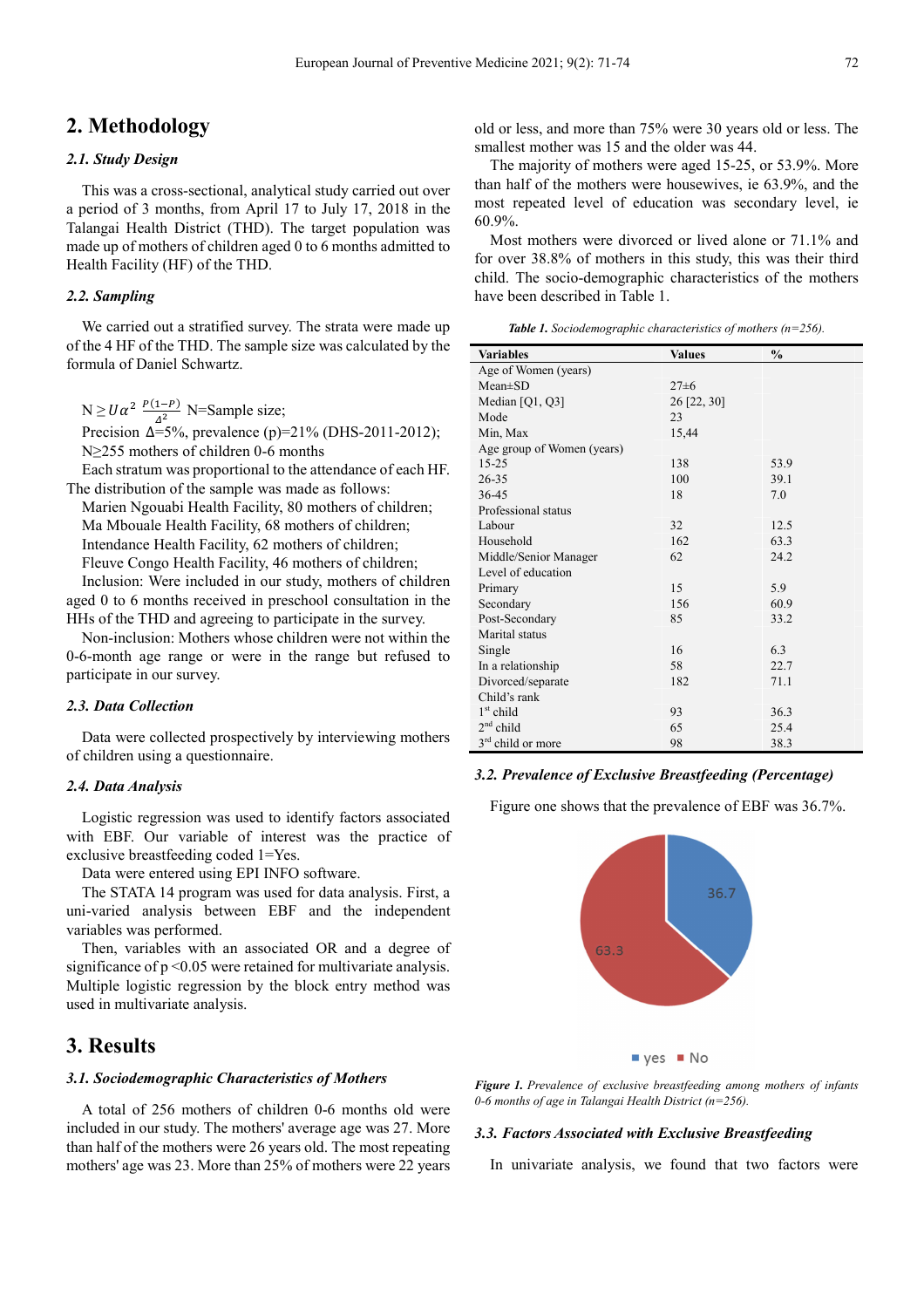## 2. Methodology

### 2.1. Study Design

This was a cross-sectional, analytical study carried out over a period of 3 months, from April 17 to July 17, 2018 in the Talangai Health District (THD). The target population was made up of mothers of children aged 0 to 6 months admitted to Health Facility (HF) of the THD.

### 2.2. Sampling

We carried out a stratified survey. The strata were made up of the 4 HF of the THD. The sample size was calculated by the formula of Daniel Schwartz.

$N \geq U\alpha^2 \frac{P(1-P)}{\Delta^2}$ N=Sample size;

Precision $\Delta$=5%, prevalence (p)=21% (DHS-2011-2012);

N≥255 mothers of children 0-6 months

Each stratum was proportional to the attendance of each HF. The distribution of the sample was made as follows:

Marien Ngouabi Health Facility, 80 mothers of children;

Ma Mbouale Health Facility, 68 mothers of children;

Intendance Health Facility, 62 mothers of children;

Fleuve Congo Health Facility, 46 mothers of children;

Inclusion: Were included in our study, mothers of children aged 0 to 6 months received in preschool consultation in the HHs of the THD and agreeing to participate in the survey.

Non-inclusion: Mothers whose children were not within the 0-6-month age range or were in the range but refused to participate in our survey.

### 2.3. Data Collection

Data were collected prospectively by interviewing mothers of children using a questionnaire.

### 2.4. Data Analysis

Logistic regression was used to identify factors associated with EBF. Our variable of interest was the practice of exclusive breastfeeding coded 1=Yes.

Data were entered using EPI INFO software.

The STATA 14 program was used for data analysis. First, a uni-varied analysis between EBF and the independent variables was performed.

Then, variables with an associated OR and a degree of significance of p <0.05 were retained for multivariate analysis. Multiple logistic regression by the block entry method was used in multivariate analysis.

## 3. Results

### 3.1. Sociodemographic Characteristics of Mothers

A total of 256 mothers of children 0-6 months old were included in our study. The mothers' average age was 27. More than half of the mothers were 26 years old. The most repeating mothers' age was 23. More than 25% of mothers were 22 years old or less, and more than 75% were 30 years old or less. The smallest mother was 15 and the older was 44.

The majority of mothers were aged 15-25, or 53.9%. More than half of the mothers were housewives, ie 63.9%, and the most repeated level of education was secondary level, ie 60.9%.

Most mothers were divorced or lived alone or 71.1% and for over 38.8% of mothers in this study, this was their third child. The socio-demographic characteristics of the mothers have been described in Table 1.

***Table 1.*** *Sociodemographic characteristics of mothers (n=256).*

| Variables | Values | % |
|---|---|---|
| Age of Women (years) | | |
| Mean±SD | 27±6 | |
| Median [Q1, Q3] | 26 [22, 30] | |
| Mode | 23 | |
| Min, Max | 15,44 | |
| Age group of Women (years) | | |
| 15-25 | 138 | 53.9 |
| 26-35 | 100 | 39.1 |
| 36-45 | 18 | 7.0 |
| Professional status | | |
| Labour | 32 | 12.5 |
| Household | 162 | 63.3 |
| Middle/Senior Manager | 62 | 24.2 |
| Level of education | | |
| Primary | 15 | 5.9 |
| Secondary | 156 | 60.9 |
| Post-Secondary | 85 | 33.2 |
| Marital status | | |
| Single | 16 | 6.3 |
| In a relationship | 58 | 22.7 |
| Divorced/separate | 182 | 71.1 |
| Child's rank | | |
| 1st child | 93 | 36.3 |
| 2nd child | 65 | 25.4 |
| 3rd child or more | 98 | 38.3 |

### 3.2. Prevalence of Exclusive Breastfeeding (Percentage)

Figure one shows that the prevalence of EBF was 36.7%.

36.7

63.3

yes No

***Figure 1.*** *Prevalence of exclusive breastfeeding among mothers of infants 0-6 months of age in Talangai Health District (n=256).*

### 3.3. Factors Associated with Exclusive Breastfeeding

In univariate analysis, we found that two factors were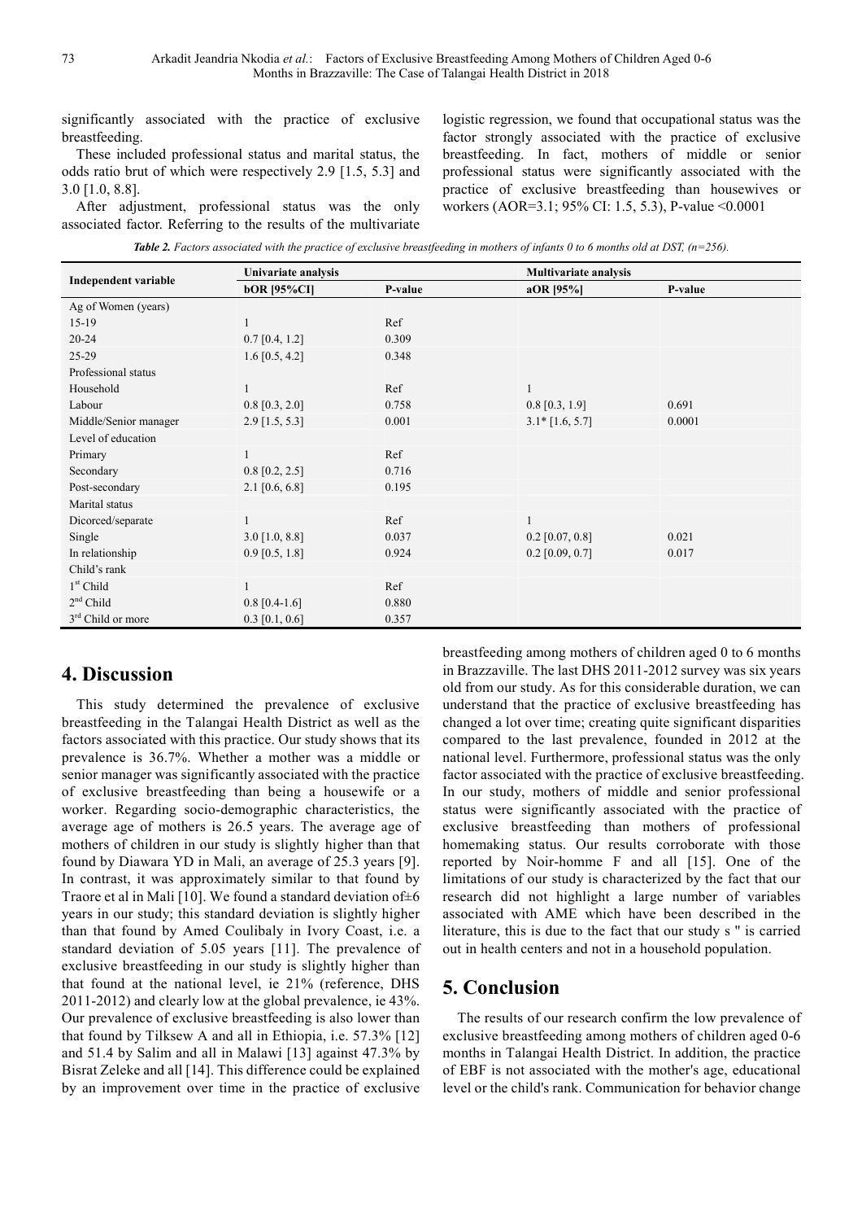significantly associated with the practice of exclusive breastfeeding.

These included professional status and marital status, the odds ratio brut of which were respectively 2.9 [1.5, 5.3] and 3.0 [1.0, 8.8].

After adjustment, professional status was the only associated factor. Referring to the results of the multivariate logistic regression, we found that occupational status was the factor strongly associated with the practice of exclusive breastfeeding. In fact, mothers of middle or senior professional status were significantly associated with the practice of exclusive breastfeeding than housewives or workers (AOR=3.1; 95% CI: 1.5, 5.3), P-value <0.0001

***Table 2.*** *Factors associated with the practice of exclusive breastfeeding in mothers of infants 0 to 6 months old at DST, (n=256).*

| Independent variable | Univariate analysis | | Multivariate analysis | |
|---|---|---|---|---|
| | **bOR [95%CI]** | **P-value** | **aOR [95%]** | **P-value** |
| Ag of Women (years) | | | | |
| 15-19 | 1 | Ref | | |
| 20-24 | 0.7 [0.4, 1.2] | 0.309 | | |
| 25-29 | 1.6 [0.5, 4.2] | 0.348 | | |
| Professional status | | | | |
| Household | 1 | Ref | 1 | |
| Labour | 0.8 [0.3, 2.0] | 0.758 | 0.8 [0.3, 1.9] | 0.691 |
| Middle/Senior manager | 2.9 [1.5, 5.3] | 0.001 | 3.1* [1.6, 5.7] | 0.0001 |
| Level of education | | | | |
| Primary | 1 | Ref | | |
| Secondary | 0.8 [0.2, 2.5] | 0.716 | | |
| Post-secondary | 2.1 [0.6, 6.8] | 0.195 | | |
| Marital status | | | | |
| Dicorced/separate | 1 | Ref | 1 | |
| Single | 3.0 [1.0, 8.8] | 0.037 | 0.2 [0.07, 0.8] | 0.021 |
| In relationship | 0.9 [0.5, 1.8] | 0.924 | 0.2 [0.09, 0.7] | 0.017 |
| Child's rank | | | | |
| 1st Child | 1 | Ref | | |
| 2nd Child | 0.8 [0.4-1.6] | 0.880 | | |
| 3rd Child or more | 0.3 [0.1, 0.6] | 0.357 | | |

## 4. Discussion

This study determined the prevalence of exclusive breastfeeding in the Talangai Health District as well as the factors associated with this practice. Our study shows that its prevalence is 36.7%. Whether a mother was a middle or senior manager was significantly associated with the practice of exclusive breastfeeding than being a housewife or a worker. Regarding socio-demographic characteristics, the average age of mothers is 26.5 years. The average age of mothers of children in our study is slightly higher than that found by Diawara YD in Mali, an average of 25.3 years [9]. In contrast, it was approximately similar to that found by Traore et al in Mali [10]. We found a standard deviation of±6 years in our study; this standard deviation is slightly higher than that found by Amed Coulibaly in Ivory Coast, i.e. a standard deviation of 5.05 years [11]. The prevalence of exclusive breastfeeding in our study is slightly higher than that found at the national level, ie 21% (reference, DHS 2011-2012) and clearly low at the global prevalence, ie 43%. Our prevalence of exclusive breastfeeding is also lower than that found by Tilksew A and all in Ethiopia, i.e. 57.3% [12] and 51.4 by Salim and all in Malawi [13] against 47.3% by Bisrat Zeleke and all [14]. This difference could be explained by an improvement over time in the practice of exclusive breastfeeding among mothers of children aged 0 to 6 months in Brazzaville. The last DHS 2011-2012 survey was six years old from our study. As for this considerable duration, we can understand that the practice of exclusive breastfeeding has changed a lot over time; creating quite significant disparities compared to the last prevalence, founded in 2012 at the national level. Furthermore, professional status was the only factor associated with the practice of exclusive breastfeeding. In our study, mothers of middle and senior professional status were significantly associated with the practice of exclusive breastfeeding than mothers of professional homemaking status. Our results corroborate with those reported by Noir-homme F and all [15]. One of the limitations of our study is characterized by the fact that our research did not highlight a large number of variables associated with AME which have been described in the literature, this is due to the fact that our study s " is carried out in health centers and not in a household population.

## 5. Conclusion

The results of our research confirm the low prevalence of exclusive breastfeeding among mothers of children aged 0-6 months in Talangai Health District. In addition, the practice of EBF is not associated with the mother's age, educational level or the child's rank. Communication for behavior change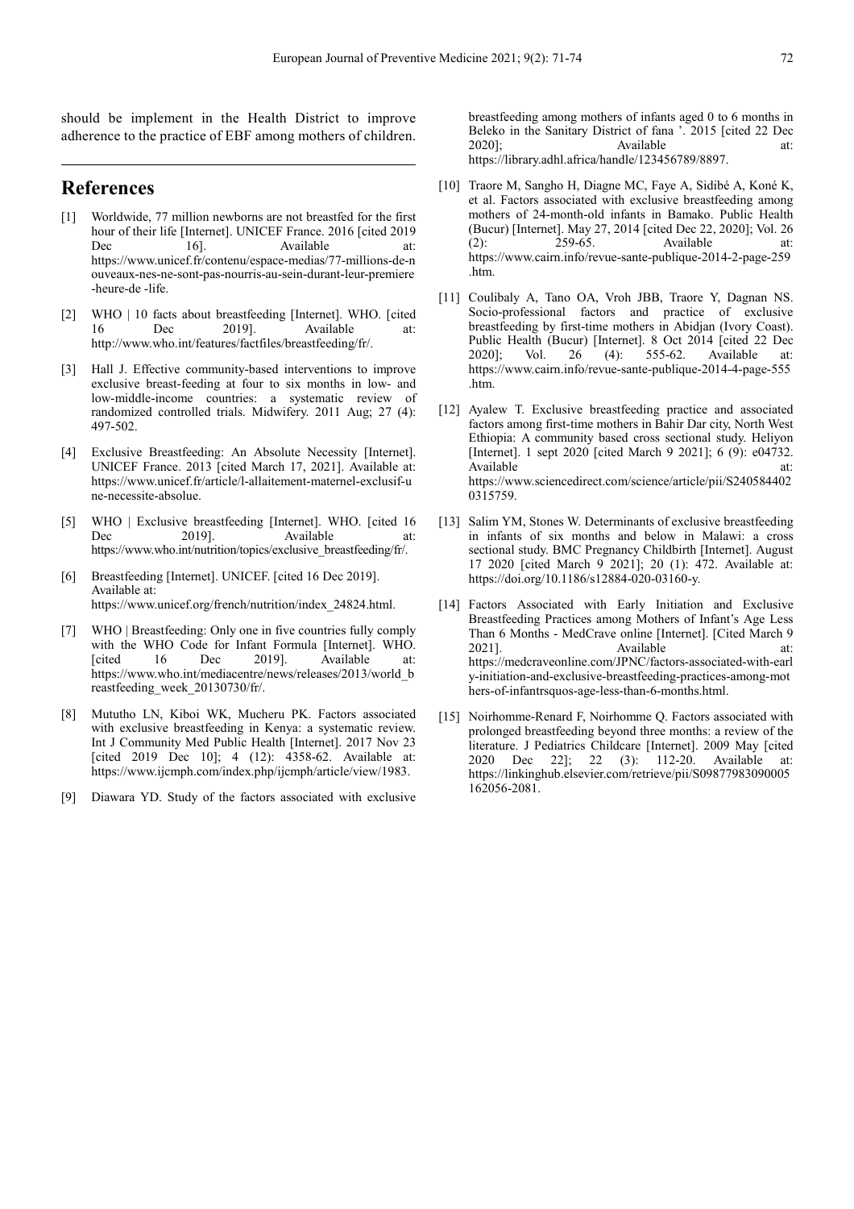should be implement in the Health District to improve adherence to the practice of EBF among mothers of children.

## References

[1] Worldwide, 77 million newborns are not breastfed for the first hour of their life [Internet]. UNICEF France. 2016 [cited 2019 Dec 16]. Available at: https://www.unicef.fr/contenu/espace-medias/77-millions-de-nouveaux-nes-ne-sont-pas-nourris-au-sein-durant-leur-premiere-heure-de -life.

[2] WHO | 10 facts about breastfeeding [Internet]. WHO. [cited 16 Dec 2019]. Available at: http://www.who.int/features/factfiles/breastfeeding/fr/.

[3] Hall J. Effective community-based interventions to improve exclusive breast-feeding at four to six months in low- and low-middle-income countries: a systematic review of randomized controlled trials. Midwifery. 2011 Aug; 27 (4): 497-502.

[4] Exclusive Breastfeeding: An Absolute Necessity [Internet]. UNICEF France. 2013 [cited March 17, 2021]. Available at: https://www.unicef.fr/article/l-allaitement-maternel-exclusif-une-necessite-absolue.

[5] WHO | Exclusive breastfeeding [Internet]. WHO. [cited 16 Dec 2019]. Available at: https://www.who.int/nutrition/topics/exclusive_breastfeeding/fr/.

[6] Breastfeeding [Internet]. UNICEF. [cited 16 Dec 2019]. Available at: https://www.unicef.org/french/nutrition/index_24824.html.

[7] WHO | Breastfeeding: Only one in five countries fully comply with the WHO Code for Infant Formula [Internet]. WHO. [cited 16 Dec 2019]. Available at: https://www.who.int/mediacentre/news/releases/2013/world_breastfeeding_week_20130730/fr/.

[8] Mututho LN, Kiboi WK, Mucheru PK. Factors associated with exclusive breastfeeding in Kenya: a systematic review. Int J Community Med Public Health [Internet]. 2017 Nov 23 [cited 2019 Dec 10]; 4 (12): 4358-62. Available at: https://www.ijcmph.com/index.php/ijcmph/article/view/1983.

[9] Diawara YD. Study of the factors associated with exclusive breastfeeding among mothers of infants aged 0 to 6 months in Beleko in the Sanitary District of fana '. 2015 [cited 22 Dec 2020]; Available at: https://library.adhl.africa/handle/123456789/8897.

[10] Traore M, Sangho H, Diagne MC, Faye A, Sidibé A, Koné K, et al. Factors associated with exclusive breastfeeding among mothers of 24-month-old infants in Bamako. Public Health (Bucur) [Internet]. May 27, 2014 [cited Dec 22, 2020]; Vol. 26 (2): 259-65. Available at: https://www.cairn.info/revue-sante-publique-2014-2-page-259.htm.

[11] Coulibaly A, Tano OA, Vroh JBB, Traore Y, Dagnan NS. Socio-professional factors and practice of exclusive breastfeeding by first-time mothers in Abidjan (Ivory Coast). Public Health (Bucur) [Internet]. 8 Oct 2014 [cited 22 Dec 2020]; Vol. 26 (4): 555-62. Available at: https://www.cairn.info/revue-sante-publique-2014-4-page-555.htm.

[12] Ayalew T. Exclusive breastfeeding practice and associated factors among first-time mothers in Bahir Dar city, North West Ethiopia: A community based cross sectional study. Heliyon [Internet]. 1 sept 2020 [cited March 9 2021]; 6 (9): e04732. Available at: https://www.sciencedirect.com/science/article/pii/S2405844020315759.

[13] Salim YM, Stones W. Determinants of exclusive breastfeeding in infants of six months and below in Malawi: a cross sectional study. BMC Pregnancy Childbirth [Internet]. August 17 2020 [cited March 9 2021]; 20 (1): 472. Available at: https://doi.org/10.1186/s12884-020-03160-y.

[14] Factors Associated with Early Initiation and Exclusive Breastfeeding Practices among Mothers of Infant's Age Less Than 6 Months - MedCrave online [Internet]. [Cited March 9 2021]. Available at: https://medcraveonline.com/JPNC/factors-associated-with-early-initiation-and-exclusive-breastfeeding-practices-among-mothers-of-infantrsquos-age-less-than-6-months.html.

[15] Noirhomme-Renard F, Noirhomme Q. Factors associated with prolonged breastfeeding beyond three months: a review of the literature. J Pediatrics Childcare [Internet]. 2009 May [cited 2020 Dec 22]; 22 (3): 112-20. Available at: https://linkinghub.elsevier.com/retrieve/pii/S09877983090005162056-2081.